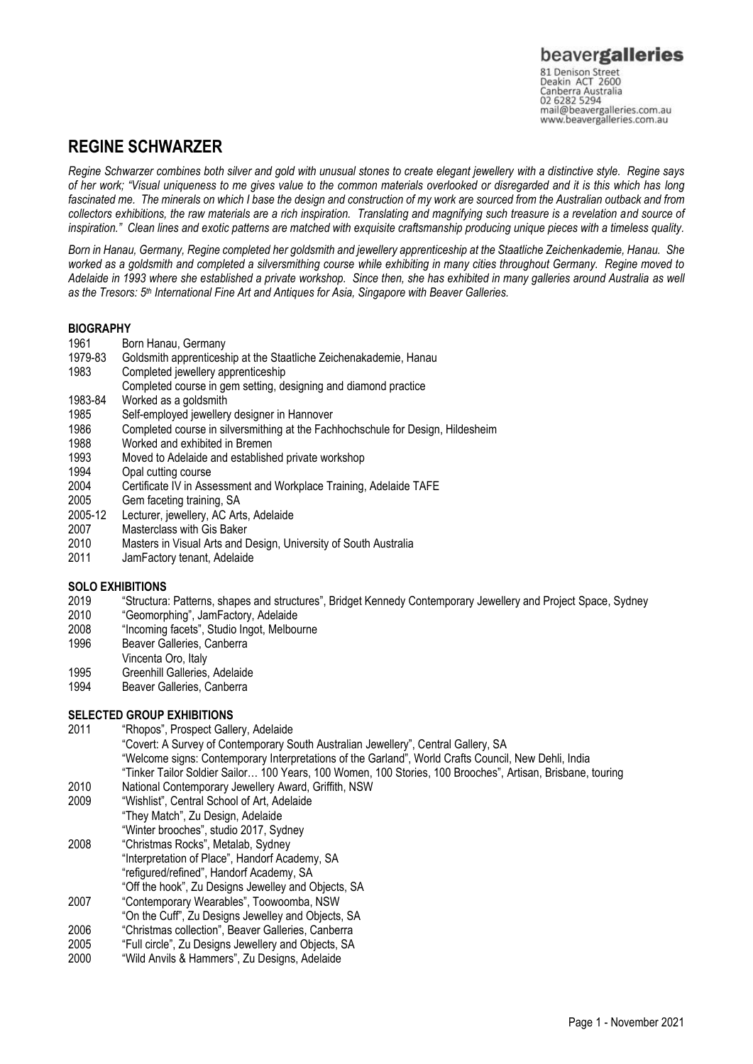beavergalleries
81 Denison Street
Deakin ACT 2600
Canberra Australia
02 6282 5294
mail@beavergalleries.com.au
www.beavergalleries.com.au

# REGINE SCHWARZER

*Regine Schwarzer combines both silver and gold with unusual stones to create elegant jewellery with a distinctive style. Regine says of her work; "Visual uniqueness to me gives value to the common materials overlooked or disregarded and it is this which has long fascinated me. The minerals on which I base the design and construction of my work are sourced from the Australian outback and from collectors exhibitions, the raw materials are a rich inspiration. Translating and magnifying such treasure is a revelation and source of inspiration." Clean lines and exotic patterns are matched with exquisite craftsmanship producing unique pieces with a timeless quality.*

*Born in Hanau, Germany, Regine completed her goldsmith and jewellery apprenticeship at the Staatliche Zeichenakademie, Hanau. She worked as a goldsmith and completed a silversmithing course while exhibiting in many cities throughout Germany. Regine moved to Adelaide in 1993 where she established a private workshop. Since then, she has exhibited in many galleries around Australia as well as the Tresors: 5th International Fine Art and Antiques for Asia, Singapore with Beaver Galleries.*

## BIOGRAPHY

1961 Born Hanau, Germany
1979-83 Goldsmith apprenticeship at the Staatliche Zeichenakademie, Hanau
1983 Completed jewellery apprenticeship
Completed course in gem setting, designing and diamond practice
1983-84 Worked as a goldsmith
1985 Self-employed jewellery designer in Hannover
1986 Completed course in silversmithing at the Fachhochschule for Design, Hildesheim
1988 Worked and exhibited in Bremen
1993 Moved to Adelaide and established private workshop
1994 Opal cutting course
2004 Certificate IV in Assessment and Workplace Training, Adelaide TAFE
2005 Gem faceting training, SA
2005-12 Lecturer, jewellery, AC Arts, Adelaide
2007 Masterclass with Gis Baker
2010 Masters in Visual Arts and Design, University of South Australia
2011 JamFactory tenant, Adelaide

## SOLO EXHIBITIONS

2019 "Structura: Patterns, shapes and structures", Bridget Kennedy Contemporary Jewellery and Project Space, Sydney
2010 "Geomorphing", JamFactory, Adelaide
2008 "Incoming facets", Studio Ingot, Melbourne
1996 Beaver Galleries, Canberra
Vincenta Oro, Italy
1995 Greenhill Galleries, Adelaide
1994 Beaver Galleries, Canberra

## SELECTED GROUP EXHIBITIONS

2011 "Rhopos", Prospect Gallery, Adelaide
"Covert: A Survey of Contemporary South Australian Jewellery", Central Gallery, SA
"Welcome signs: Contemporary Interpretations of the Garland", World Crafts Council, New Dehli, India
"Tinker Tailor Soldier Sailor… 100 Years, 100 Women, 100 Stories, 100 Brooches", Artisan, Brisbane, touring
2010 National Contemporary Jewellery Award, Griffith, NSW
2009 "Wishlist", Central School of Art, Adelaide
"They Match", Zu Design, Adelaide
"Winter brooches", studio 2017, Sydney
2008 "Christmas Rocks", Metalab, Sydney
"Interpretation of Place", Handorf Academy, SA
"refigured/refined", Handorf Academy, SA
"Off the hook", Zu Designs Jewelley and Objects, SA
2007 "Contemporary Wearables", Toowoomba, NSW
"On the Cuff", Zu Designs Jewellery and Objects, SA
2006 "Christmas collection", Beaver Galleries, Canberra
2005 "Full circle", Zu Designs Jewellery and Objects, SA
2000 "Wild Anvils & Hammers", Zu Designs, Adelaide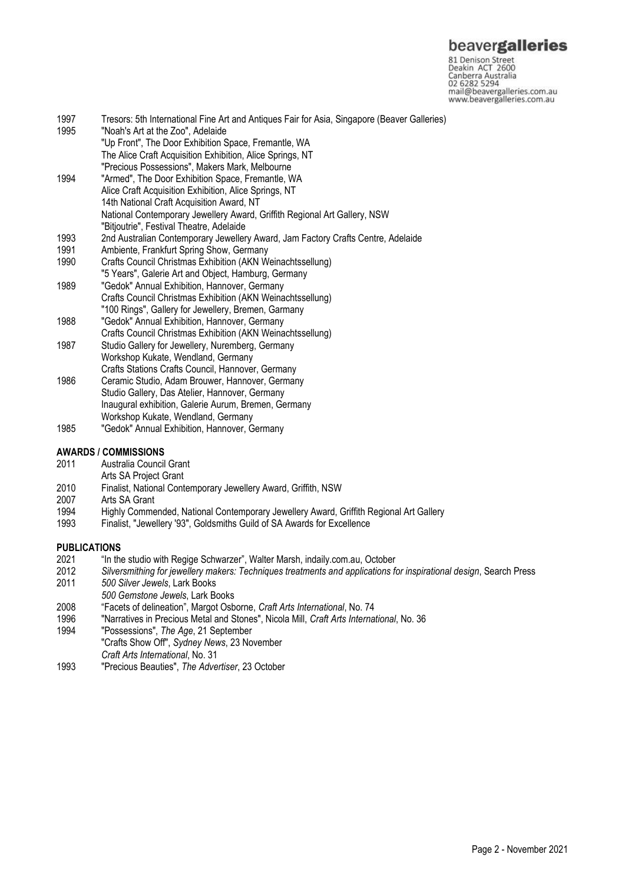1997 Tresors: 5th International Fine Art and Antiques Fair for Asia, Singapore (Beaver Galleries)
1995 "Noah's Art at the Zoo", Adelaide
"Up Front", The Door Exhibition Space, Fremantle, WA
The Alice Craft Acquisition Exhibition, Alice Springs, NT
"Precious Possessions", Makers Mark, Melbourne
1994 "Armed", The Door Exhibition Space, Fremantle, WA
Alice Craft Acquisition Exhibition, Alice Springs, NT
14th National Craft Acquisition Award, NT
National Contemporary Jewellery Award, Griffith Regional Art Gallery, NSW
"Bitjoutrie", Festival Theatre, Adelaide
1993 2nd Australian Contemporary Jewellery Award, Jam Factory Crafts Centre, Adelaide
1991 Ambiente, Frankfurt Spring Show, Germany
1990 Crafts Council Christmas Exhibition (AKN Weinachtssellung)
"5 Years", Galerie Art and Object, Hamburg, Germany
1989 "Gedok" Annual Exhibition, Hannover, Germany
Crafts Council Christmas Exhibition (AKN Weinachtssellung)
"100 Rings", Gallery for Jewellery, Bremen, Garmany
1988 "Gedok" Annual Exhibition, Hannover, Germany
Crafts Council Christmas Exhibition (AKN Weinachtssellung)
1987 Studio Gallery for Jewellery, Nuremberg, Germany
Workshop Kukate, Wendland, Germany
Crafts Stations Crafts Council, Hannover, Germany
1986 Ceramic Studio, Adam Brouwer, Hannover, Germany
Studio Gallery, Das Atelier, Hannover, Germany
Inaugural exhibition, Galerie Aurum, Bremen, Germany
Workshop Kukate, Wendland, Germany
1985 "Gedok" Annual Exhibition, Hannover, Germany

**AWARDS / COMMISSIONS**

2011 Australia Council Grant
Arts SA Project Grant
2010 Finalist, National Contemporary Jewellery Award, Griffith, NSW
2007 Arts SA Grant
1994 Highly Commended, National Contemporary Jewellery Award, Griffith Regional Art Gallery
1993 Finalist, "Jewellery '93", Goldsmiths Guild of SA Awards for Excellence

**PUBLICATIONS**

2021 "In the studio with Regige Schwarzer", Walter Marsh, indaily.com.au, October
2012 *Silversmithing for jewellery makers: Techniques treatments and applications for inspirational design*, Search Press
2011 *500 Silver Jewels*, Lark Books
*500 Gemstone Jewels*, Lark Books
2008 "Facets of delineation", Margot Osborne, *Craft Arts International*, No. 74
1996 "Narratives in Precious Metal and Stones", Nicola Mill, *Craft Arts International*, No. 36
1994 "Possessions", *The Age*, 21 September
"Crafts Show Off", *Sydney News*, 23 November
*Craft Arts International*, No. 31
1993 "Precious Beauties", *The Advertiser*, 23 October